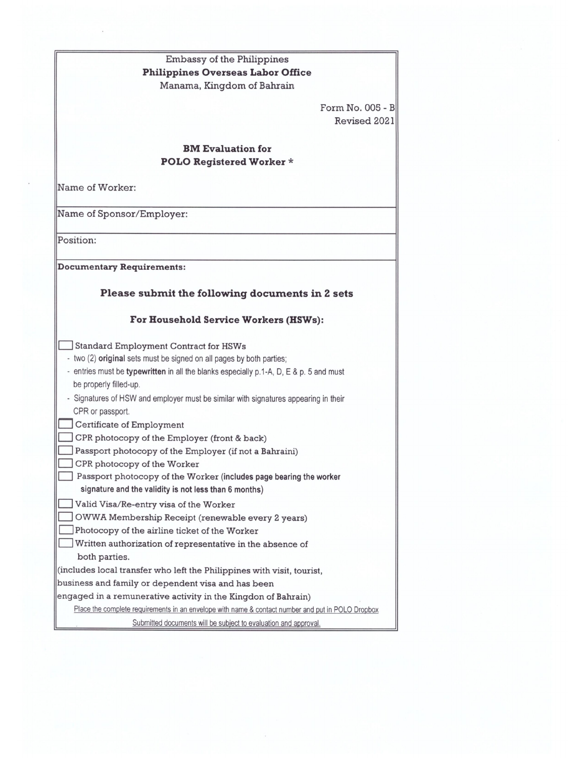Embassy of the Philippines

**Philippines Overseas Labor Office**

Manama, Kingdom of Bahrain

Form No. 005 - B
Revised 2021

## BM Evaluation for POLO Registered Worker *

Name of Worker:

Name of Sponsor/Employer:

Position:

**Documentary Requirements:**

### Please submit the following documents in 2 sets

### For Household Service Workers (HSWs):

- [ ] Standard Employment Contract for HSWs
  - two (2) **original** sets must be signed on all pages by both parties;
  - entries must be **typewritten** in all the blanks especially p.1-A, D, E & p. 5 and must be properly filled-up.
  - Signatures of HSW and employer must be similar with signatures appearing in their CPR or passport.
- [ ] Certificate of Employment
- [ ] CPR photocopy of the Employer (front & back)
- [ ] Passport photocopy of the Employer (if not a Bahraini)
- [ ] CPR photocopy of the Worker
- [ ] Passport photocopy of the Worker (**includes page bearing the worker signature and the validity is not less than 6 months**)
- [ ] Valid Visa/Re-entry visa of the Worker
- [ ] OWWA Membership Receipt (renewable every 2 years)
- [ ] Photocopy of the airline ticket of the Worker
- [ ] Written authorization of representative in the absence of both parties.

(includes local transfer who left the Philippines with visit, tourist, business and family or dependent visa and has been engaged in a remunerative activity in the Kingdon of Bahrain)

Place the complete requirements in an envelope with name & contact number and put in POLO Dropbox

Submitted documents will be subject to evaluation and approval.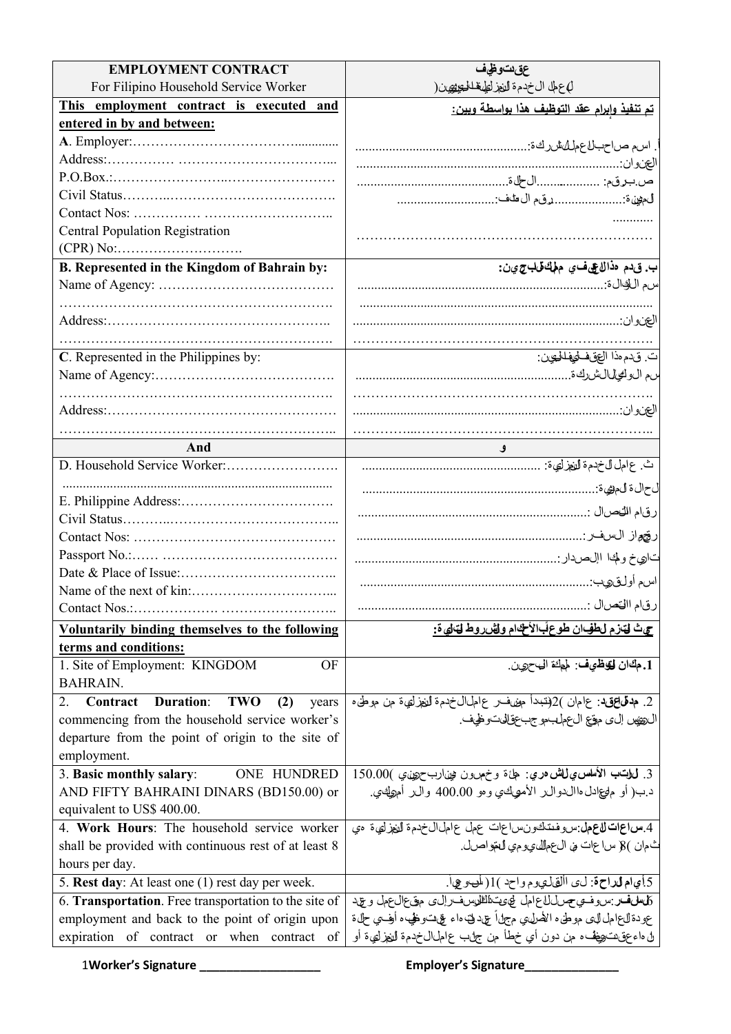| EMPLOYMENT CONTRACT<br>For Filipino Household Service Worker | عقد توظيف<br>لعامل الخدمة المنزلية الفلبينيين) |
|---|---|
| **This employment contract is executed and entered in by and between:**<br>A. Employer:……………………………….............<br>Address:…………… ……………………………...<br>P.O.Box.:……………………..……………………<br>Civil Status………..……………………………….<br>Contact Nos: ………….. ………………………..<br>Central Population Registration<br>(CPR) No:………………………. | **تم تنفيذ وإبرام عقد التوظيف هذا بواسطة وبين:**<br>أ. اسم صاحب العمل/الشركة:..................................................<br>العنوان:..............................................................................<br>ص.ب رقم: ............ ......الحالة............................................<br>المدينة:.....................رقم الهاتف:.............................<br>............<br>………………………………………………………… |
| **B. Represented in the Kingdom of Bahrain by:**<br>Name of Agency: …………………………………<br>…………………………………………………….<br>Address:………………………………………….<br>……………………………………………………. | **ب. قدم هذا العقد في مملكة البحرين:**<br>اسم الوكالة:.......................................................................<br>.........................................................................................<br>العنوان:..............................................................................<br>………………………………………………………… |
| C. Represented in the Philippines by:<br>Name of Agency:………………………………….<br>…………………………………………………….<br>Address:……………………………………………<br>……………………………………………………... | ت. قدم هذا العقد في الفلبين:<br>اسم الوكيل/الشركة..............................................................<br>………………………………………………………….<br>العنوان:..............................................................................<br>…………...…………………………………………….. |
| **And** | **و** |
| D. Household Service Worker:…………………….<br>..............................................................................<br>E. Philippine Address:…………………………….<br>Civil Status………..………………………………..<br>Contact Nos: ………………………………………<br>Passport No.:…… …………………………………<br>Date & Place of Issue:……………………………..<br>Name of the next of kin:…………………………...<br>Contact Nos.:………………. …………………….. | ث. عامل الخدمة المنزلية: .....................................................<br>الحالة المدنية:.....................................................................<br>أرقام الاتصال : ...................................................................<br>رقم جواز السفر:...................................................................<br>تاريخ ومكان الإصدار:...........................................................<br>اسم أقرب قريب:...................................................................<br>أرقام الاتصال : ................................................................... |
| **Voluntarily binding themselves to the following terms and conditions:** | **حيث يلتزم الطرفان طوعاً بالأحكام والشروط التالية:** |
| 1. Site of Employment: KINGDOM OF BAHRAIN. | **1. مكان التوظيف**: مملكة البحرين. |
| 2. **Contract Duration**: **TWO (2)** years commencing from the household service worker's departure from the point of origin to the site of employment. | 2. **مدة العقد**: عامان (2) تبدأ من سفر عامل الخدمة المنزلية من موطنه الرئيسي إلى موقع العمل بموجب عقد التوظيف. |
| 3. **Basic monthly salary**: ONE HUNDRED AND FIFTY BAHRAINI DINARS (BD150.00) or equivalent to US$ 400.00. | 3. **الراتب الأساسي الشهري**: مائة وخمسون دينار بحريني (150.00 د.ب) أو ما يعادلها بالدولار الأمريكي وهو 400.00 دولار أمريكي. |
| 4. **Work Hours**: The household service worker shall be provided with continuous rest of at least 8 hours per day. | 4. **ساعات العمل**: سوف تكون ساعات عمل عامل الخدمة المنزلية هي ثمان (8) ساعات في العمل اليومي المتواصل. |
| 5. **Rest day**: At least one (1) rest day per week. | 5. **أيام الراحة**: على الأقل يوم واحد (1) أسبوعياً. |
| 6. **Transportation**. Free transportation to the site of employment and back to the point of origin upon expiration of contract or when contract of | 6. **السفر**: سوف يحصل العامل على تذاكر السفر إلى موقع العمل وعند عودة العامل إلى موطنه الأصلي مجاناً عند انتهاء عقد توظيفه أو في حالة إنهاء عقد توظيفه من دون أي خطأ من جانب عامل الخدمة المنزلية أو |

1**Worker's Signature ___________________** **Employer's Signature_______________**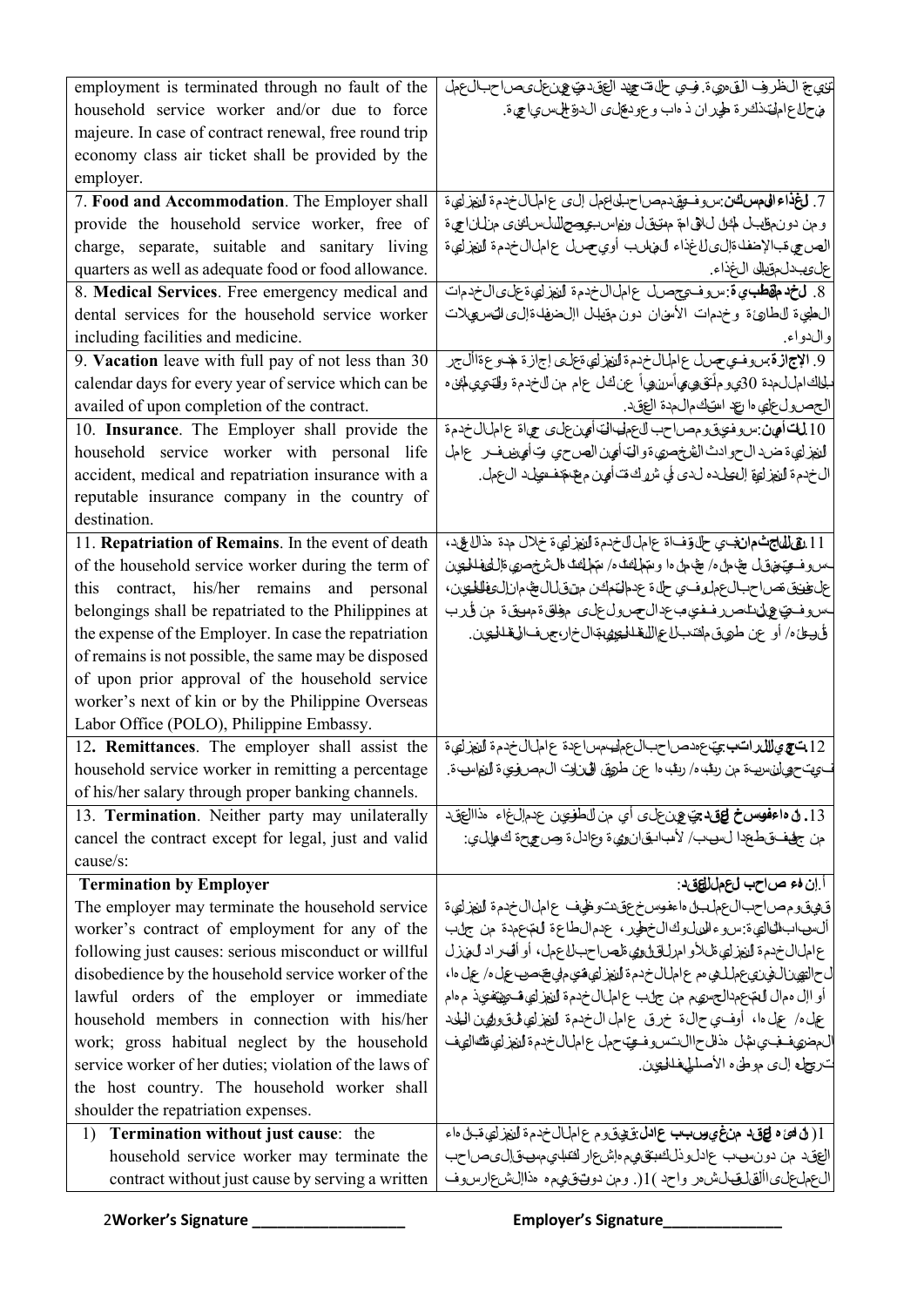| | |
|---|---|
| employment is terminated through no fault of the household service worker and/or due to force majeure. In case of contract renewal, free round trip economy class air ticket shall be provided by the employer. | نتيجة الظرف القهرية. في حالة تجديد العقد يتعين على صاحب العمل منح العاملة تذكرة طيران ذهاب وعودة على الدرجة السياحية. |
| 7. **Food and Accommodation**. The Employer shall provide the household service worker, free of charge, separate, suitable and sanitary living quarters as well as adequate food or food allowance. | 7. **الغذاء والمسكن**: سوف يقدم صاحب العمل إلى عامل الخدمة المنزلية ومن دون مقابل مكان إقامة منفصل ومناسب وصحي للسكن فيه، بالإضافة إلى الغذاء المناسب أو يحصل عامل الخدمة المنزلية على بدل مقابل الغذاء. |
| 8. **Medical Services**. Free emergency medical and dental services for the household service worker including facilities and medicine. | 8. **الخدمات الطبية**: سوف يحصل عامل الخدمة المنزلية على الخدمات الطبية الطارئة وخدمات الأسنان دون مقابل بالإضافة إلى التسهيلات والدواء. |
| 9. **Vacation** leave with full pay of not less than 30 calendar days for every year of service which can be availed of upon completion of the contract. | 9. **الإجازة**: سوف يحصل عامل الخدمة المنزلية على إجازة مدفوعة الأجر بالكامل لمدة 30 يوماً تقويمياً على الأقل عن كل عام من الخدمة والتي يمكنه الحصول عليها بعد استكمال مدة العقد. |
| 10. **Insurance**. The Employer shall provide the household service worker with personal life accident, medical and repatriation insurance with a reputable insurance company in the country of destination. | 10. **التأمين**: سوف يقوم صاحب العمل بالتأمين على حياة عامل الخدمة المنزلية ضد الحوادث الشخصية والتأمين الصحي وتأمين سفر عامل الخدمة المنزلية إلى بلده لدى أي شركة تأمين معتمدة في بلد العمل. |
| 11. **Repatriation of Remains**. In the event of death of the household service worker during the term of this contract, his/her remains and personal belongings shall be repatriated to the Philippines at the expense of the Employer. In case the repatriation of remains is not possible, the same may be disposed of upon prior approval of the household service worker's next of kin or by the Philippine Overseas Labor Office (POLO), Philippine Embassy. | 11. **نقل الجثمان**: في حالة وفاة عامل الخدمة المنزلية خلال مدة هذا العقد، سوف يتم نقل جثمانه/ جثمانها وممتلكاته/ ممتلكاتها الشخصية إلى الفلبين على نفقة صاحب العمل وفي حالة عدم التمكن من نقل الجثمان إلى الفلبين، سوف يتم التصرف فيه بعد الحصول على موافقة مسبقة من أقرب أقربائه/ أو عن طريق مكتب العمل الفلبيني بالخارج بسفارة الفلبين. |
| 12**. Remittances**. The employer shall assist the household service worker in remitting a percentage of his/her salary through proper banking channels. | 12. **تحويل الرواتب**: يتعهد صاحب العمل بمساعدة عامل الخدمة المنزلية في تحويل نسبة من راتبه/ راتبها عن طريق القنوات المصرفية المناسبة. |
| 13. **Termination**. Neither party may unilaterally cancel the contract except for legal, just and valid cause/s: | 13. **فسخ العقد**: يتعين على أي من الطرفين عدم إلغاء هذا العقد من جانب واحد إلا لسبب/ لأسباب قانونية وعادلة وصحيحة كما يلي: |
| **Termination by Employer**<br>The employer may terminate the household service worker's contract of employment for any of the following just causes: serious misconduct or willful disobedience by the household service worker of the lawful orders of the employer or immediate household members in connection with his/her work; gross habitual neglect by the household service worker of her duties; violation of the laws of the host country. The household worker shall shoulder the repatriation expenses. | **أ. إنهاء صاحب العمل للعقد:**<br>يقوم صاحب العمل بإنهاء وفسخ عقد توظيف عامل الخدمة المنزلية للأسباب التالية: سوء السلوك الخطير، عدم الطاعة المتعمدة من جانب عامل الخدمة المنزلية للأوامر القانونية لصاحب العمل، أو أفراد المنزل الحاليين الذين يعمل لديهم عامل الخدمة المنزلية فيما يختص بعمله/ عملها، أو الإهمال المتعمد الجسيم من جانب عامل الخدمة المنزلية في تنفيذ مهام عمله/ عملها، أو في حالة خرق عامل الخدمة المنزلية لقوانين البلد المضيف في مثل هذه الحالات سوف يتحمل عامل الخدمة المنزلية تكاليف ترحيله إلى موطنه الأصلي الفلبين. |
| 1) **Termination without just cause**: the household service worker may terminate the contract without just cause by serving a written | 1) **إنهاء العقد من غير سبب عادل**: يقوم عامل الخدمة المنزلية بإلغاء العقد من دون سبب عادل وذلك بتقديم إشعار كتابي مسبق إلى صاحب العمل على الأقل قبل شهر واحد (1). ومن دون تقديم هذا الإشعار سوف |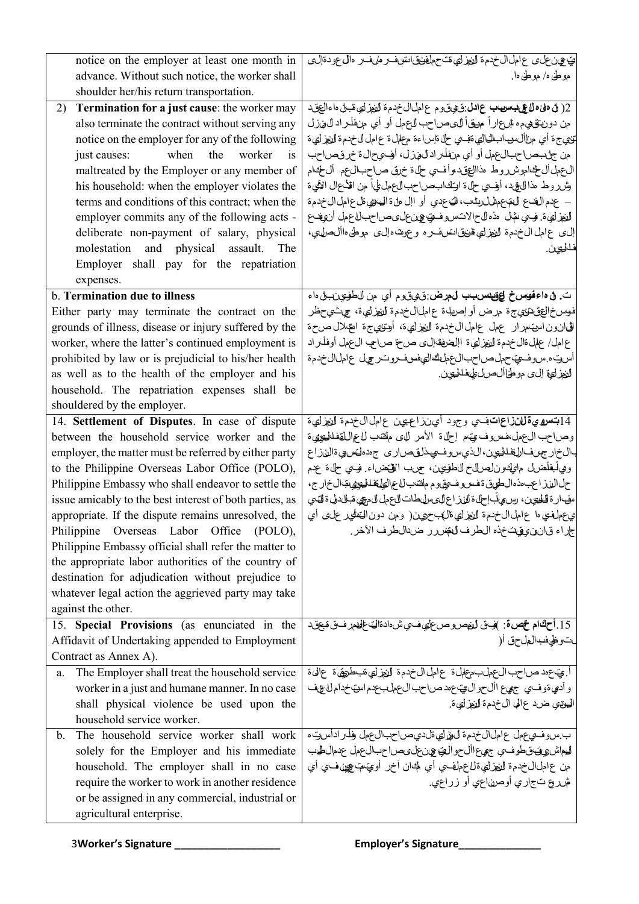| | |
|---|---|
| notice on the employer at least one month in advance. Without such notice, the worker shall shoulder her/his return transportation. | يتعين على عامل الخدمة المنزلية تحمل تكاليف سفره/سفرها عودة إلى موطنه/ موطنها. |
| 2) **Termination for a just cause**: the worker may also terminate the contract without serving any notice on the employer for any of the following just causes: when the worker is maltreated by the Employer or any member of his household: when the employer violates the terms and conditions of this contract; when the employer commits any of the following acts - deliberate non-payment of salary, physical molestation and physical assault. The Employer shall pay for the repatriation expenses. | 2) **الإنهاء لسبب عادل**: يحق لعامل الخدمة المنزلية إنهاء العقد من دون تقديم إشعار مسبق إلى صاحب العمل أو أي من أفراد المنزل نتيجة أي من الأسباب التالية في حالة إساءة معاملة عامل الخدمة المنزلية من جانب صاحب العمل أو أي من أفراد المنزل، أو في حالة خرق صاحب العمل أحكام وشروط هذا العقد، أو في حالة ارتكاب صاحب العمل أياً من الأفعال الآتية – عدم الدفع المتعمد للراتب، التعدي أو الإساءة الجسدية على عامل الخدمة المنزلية. في مثل هذه الحالات سوف يتعين على صاحب العمل أن يدفع إلى عامل الخدمة المنزلية تكاليف سفره وعودته إلى موطنه الأصلي، الفلبين. |
| b. **Termination due to illness**<br>Either party may terminate the contract on the grounds of illness, disease or injury suffered by the worker, where the latter's continued employment is prohibited by law or is prejudicial to his/her health as well as to the health of the employer and his household. The repatriation expenses shall be shouldered by the employer. | ت. **الإنهاء/فسخ العقد بسبب المرض**: يحق لأي من الطرفين إنهاء/فسخ العقد نتيجة مرض أو إصابة عامل الخدمة المنزلية، حيث يحظر القانون استمرار عمل عامل الخدمة المنزلية، أو نتيجة اعتلال صحة عامل/ عاملة الخدمة المنزلية الذي قد يضر بصحة صاحب العمل وأفراد أسرته. سوف يتحمل صاحب العمل تكاليف سفر وترحيل عامل الخدمة المنزلية إلى موطنه الأصلي الفلبين. |
| 14. **Settlement of Disputes**. In case of dispute between the household service worker and the employer, the matter must be referred by either party to the Philippine Overseas Labor Office (POLO), Philippine Embassy who shall endeavor to settle the issue amicably to the best interest of both parties, as appropriate. If the dispute remains unresolved, the Philippine Overseas Labor Office (POLO), Philippine Embassy official shall refer the matter to the appropriate labor authorities of the country of destination for adjudication without prejudice to whatever legal action the aggrieved party may take against the other. | 14. **تسوية النزاعات**: في وجود أي نزاع بين عامل الخدمة المنزلية وصاحب العمل، فسوف يتم إحالة الأمر إلى مكتب العمالة الفلبينية بالخارج بسفارة الفلبين، الذي سوف يبذل قصارى جهده لتسوية النزاع وديًا بما يكون لصالح الطرفين، حسب الاقتضاء. في حالة عدم حل النزاع بهذه الطريقة فسوف يقوم مكتب العمالة الفلبينية بالخارج، سفارة الفلبين، رسميًا بإحالة النزاع إلى سلطات العمل المعنية في الدولة التي يعمل فيها عامل الخدمة المنزلية (البحرين) ومن دون التأثير على أي إجراء قانوني يتخذه الطرف المتضرر ضد الطرف الآخر. |
| 15. **Special Provisions** (as enunciated in the Affidavit of Undertaking appended to Employment Contract as Annex A). | 15. **أحكام خاصة**: (وفق المنصوص عليه في شهادة التعهد المرفقة بعقد التوظيف بالملحق أ) |
| a. The Employer shall treat the household service worker in a just and humane manner. In no case shall physical violence be used upon the household service worker. | أ. يتعهد صاحب العمل بمعاملة عامل الخدمة المنزلية بطريقة عادلة وأدبية وفي جميع الأحوال يتعهد صاحب العمل بعدم استخدام العنف البدني ضد عامل الخدمة المنزلية. |
| b. The household service worker shall work solely for the Employer and his immediate household. The employer shall in no case require the worker to work in another residence or be assigned in any commercial, industrial or agricultural enterprise. | ب. سوف يعمل عامل الخدمة المنزلية لدى صاحب العمل وأفراد أسرته المباشرين فقط وفي جميع الأحوال يتعين على صاحب العمل عدم طلب من عامل الخدمة المنزلية العمل في أي مكان آخر أو يتعين في أي مشروع تجاري أو صناعي أو زراعي. |

**Worker's Signature __________________** **Employer's Signature______________**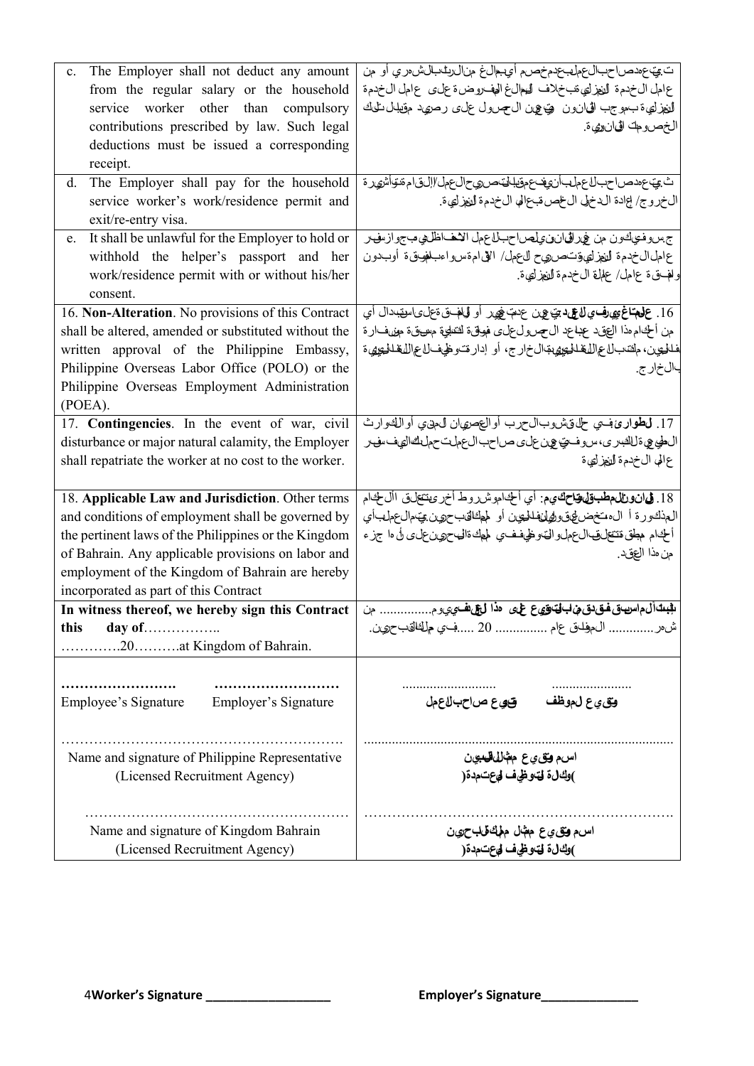| | |
|---|---|
| c. The Employer shall not deduct any amount from the regular salary or the household service worker other than compulsory contributions prescribed by law. Such legal deductions must be issued a corresponding receipt. | يتعهد صاحب العمل بعدم خصم أي مبالغ من الراتب الشهري أو من عامل الخدمة المنزلية بخلاف المبالغ المفروضة على عامل الخدمة المنزلية بموجب القانون ويتعين الحصول على رصيد مقابل تلك الخصومات القانونية. |
| d. The Employer shall pay for the household service worker's work/residence permit and exit/re-entry visa. | يتعهد صاحب العمل بأن يدفع مقابل تصريح العمل/الإقامة وتأشيرة الخروج/ إعادة الدخول الخاص بعامل الخدمة المنزلية. |
| e. It shall be unlawful for the Employer to hold or withhold the helper's passport and her work/residence permit with or without his/her consent. | يجب أن يكون من غير القانوني لصاحب العمل الاحتفاظ بجواز سفر عامل الخدمة المنزلية وتصريح العمل/ الإقامة سواء بموافقة أو بدون موافقة عامل/ عاملة الخدمة المنزلية. |
| 16. **Non-Alteration**. No provisions of this Contract shall be altered, amended or substituted without the written approval of the Philippine Embassy, Philippine Overseas Labor Office (POLO) or the Philippine Overseas Employment Administration (POEA). | 16. **عدم التغيير في الأحكام**: يتعين عدم تغيير أو الموافقة على استبدال أي من أحكام هذا العقد بدون الحصول على موافقة كتابية مسبقة من سفارة الفلبين، مكتب العمل الفلبيني بالخارج، أو إدارة توظيف العمالة الفلبينية بالخارج. |
| 17. **Contingencies**. In the event of war, civil disturbance or major natural calamity, the Employer shall repatriate the worker at no cost to the worker. | 17. **الطوارئ**: في حال نشوب الحرب أو العصيان المدني أو الكوارث الطبيعية الكبرى، سوف يتعين على صاحب العمل تحمل تكاليف سفر عامل الخدمة المنزلية |
| 18. **Applicable Law and Jurisdiction**. Other terms and conditions of employment shall be governed by the pertinent laws of the Philippines or the Kingdom of Bahrain. Any applicable provisions on labor and employment of the Kingdom of Bahrain are hereby incorporated as part of this Contract | 18. **القانون المطبق والاختصاص**: أي أحكام وشروط أخرى تتعلق بالأحكام المذكورة أعلاه تخضع لقوانين الفلبين أو مملكة البحرين. يتم العمل بأي أحكام مطبقة تتعلق بالعمل والتوظيف في مملكة البحرين على أنها جزء من هذا العقد. |
| **In witness thereof, we hereby sign this Contract this day of**……………. ………….20……….at Kingdom of Bahrain. | **إثباتاً لما سبق فقد قمنا بالتوقيع على هذا العقد في يوم**............... من شهر............ الموافق عام ............... 20 .....في مملكة البحرين. |
| …………………… ……………………… Employee's Signature Employer's Signature | ........................ ..................... توقيع الموظف توقيع صاحب العمل |
| …………………………………………………… Name and signature of Philippine Representative (Licensed Recruitment Agency) | ....................................... اسم وتوقيع ممثل الفلبين )وكالة توظيف معتمدة( |
| …………………………………………………… Name and signature of Kingdom Bahrain (Licensed Recruitment Agency) | ....................................... اسم وتوقيع ممثل مملكة البحرين )وكالة توظيف معتمدة( |

**Worker's Signature** ________________ **Employer's Signature**______________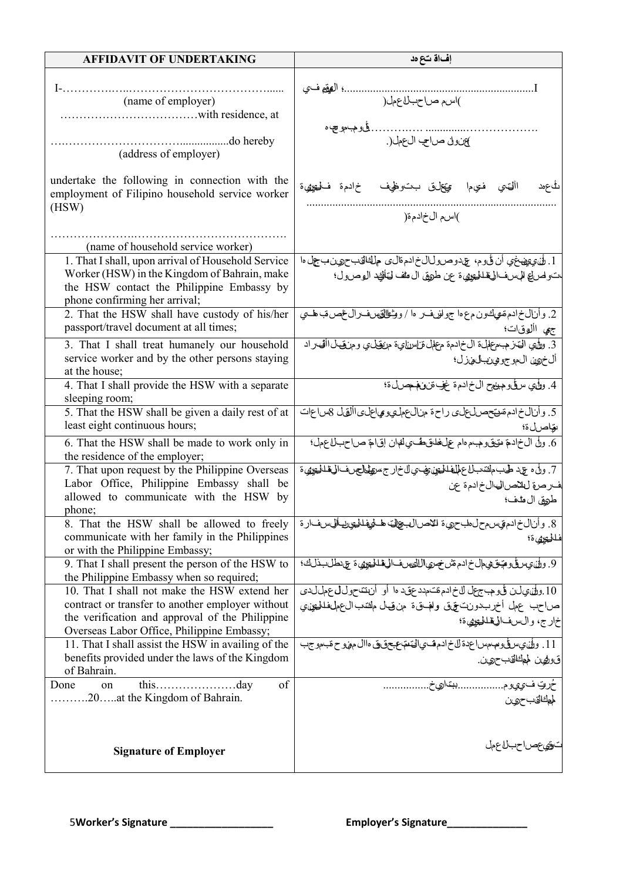| AFFIDAVIT OF UNDERTAKING | إقرار تعهد |
|---|---|
| I-……………………………………………...... (name of employer) ………………………………with residence, at …………………………….................do hereby (address of employer) undertake the following in connection with the employment of Filipino household service worker (HSW) ………………………………………………………. (name of household service worker) | I..............................................................؛ المقيم في (اسم صاحب العمل) .................... ............... أقوم بموجبه (عنوان صاحب العمل). نتعهد الآتي فيما يتعلق بتوظيف خادمة فلبينية ........................................................................ (اسم الخادمة) |
| 1. That I shall, upon arrival of Household Service Worker (HSW) in the Kingdom of Bahrain, make the HSW contact the Philippine Embassy by phone confirming her arrival; | 1. أنني ينبغي أن أقوم، عند وصول الخادمة إلى مملكة البحرين بجعلها تتواصل مع السفارة الفلبينية عن طريق الهاتف لتأكيد الوصول؛ |
| 2. That the HSW shall have custody of his/her passport/travel document at all times; | 2. وأن الخادمة يكون معها جواز سفرها / وثائق السفر الخاصة بها في جميع الأوقات؛ |
| 3. That I shall treat humanely our household service worker and by the other persons staying at the house; | 3. وأنني ألتزم بمعاملة الخادمة معاملة إنسانية من قبلي ومن قبل الأفراد الآخرين الموجودين بالمنزل؛ |
| 4. That I shall provide the HSW with a separate sleeping room; | 4. وأنني سوف أمنح الخادمة غرفة نوم منفصلة؛ |
| 5. That the HSW shall be given a daily rest of at least eight continuous hours; | 5. وأن الخادمة ستحصل على راحة من العمل يوميا على الأقل 8 ساعات متواصلة؛ |
| 6. That the HSW shall be made to work only in the residence of the employer; | 6. وأن الخادمة ستقوم بمهام عملها فقط في مكان إقامة صاحب العمل؛ |
| 7. That upon request by the Philippine Overseas Labor Office, Philippine Embassy shall be allowed to communicate with the HSW by phone; | 7. وأنه عند طلب مكتب العمل الفلبيني في الخارج يسمح للسفارة الفلبينية فرصة للاتصال بالخادمة عن طريق الهاتف؛ |
| 8. That the HSW shall be allowed to freely communicate with her family in the Philippines or with the Philippine Embassy; | 8. وأن الخادمة يسمح لها بحرية الاتصال بعائلتها في الفلبين أو بالسفارة الفلبينية؛ |
| 9. That I shall present the person of the HSW to the Philippine Embassy when so required; | 9. وأنني سوف أقوم بتقديم الخادمة شخصيا إلى السفارة الفلبينية عند طلب ذلك؛ |
| 10. That I shall not make the HSW extend her contract or transfer to another employer without the verification and approval of the Philippine Overseas Labor Office, Philippine Embassy; | 10. وأنني لن أقوم بجعل الخادمة تمدد عقدها أو أن تتحول للعمل لدى صاحب عمل آخر بدون تحقق وموافقة من قبل مكتب العمل الفلبيني في الخارج، والسفارة الفلبينية؛ |
| 11. That I shall assist the HSW in availing of the benefits provided under the laws of the Kingdom of Bahrain. | 11. وأنني سوف أقوم بمساعدة الخادمة في التمتع بالحقوق الممنوحة بموجب قوانين مملكة البحرين. |
| Done on this…………………day of ……….20…..at the Kingdom of Bahrain. **Signature of Employer** | حُررت في يوم................ بتاريخ................ مملكة البحرين توقيع صاحب العمل |